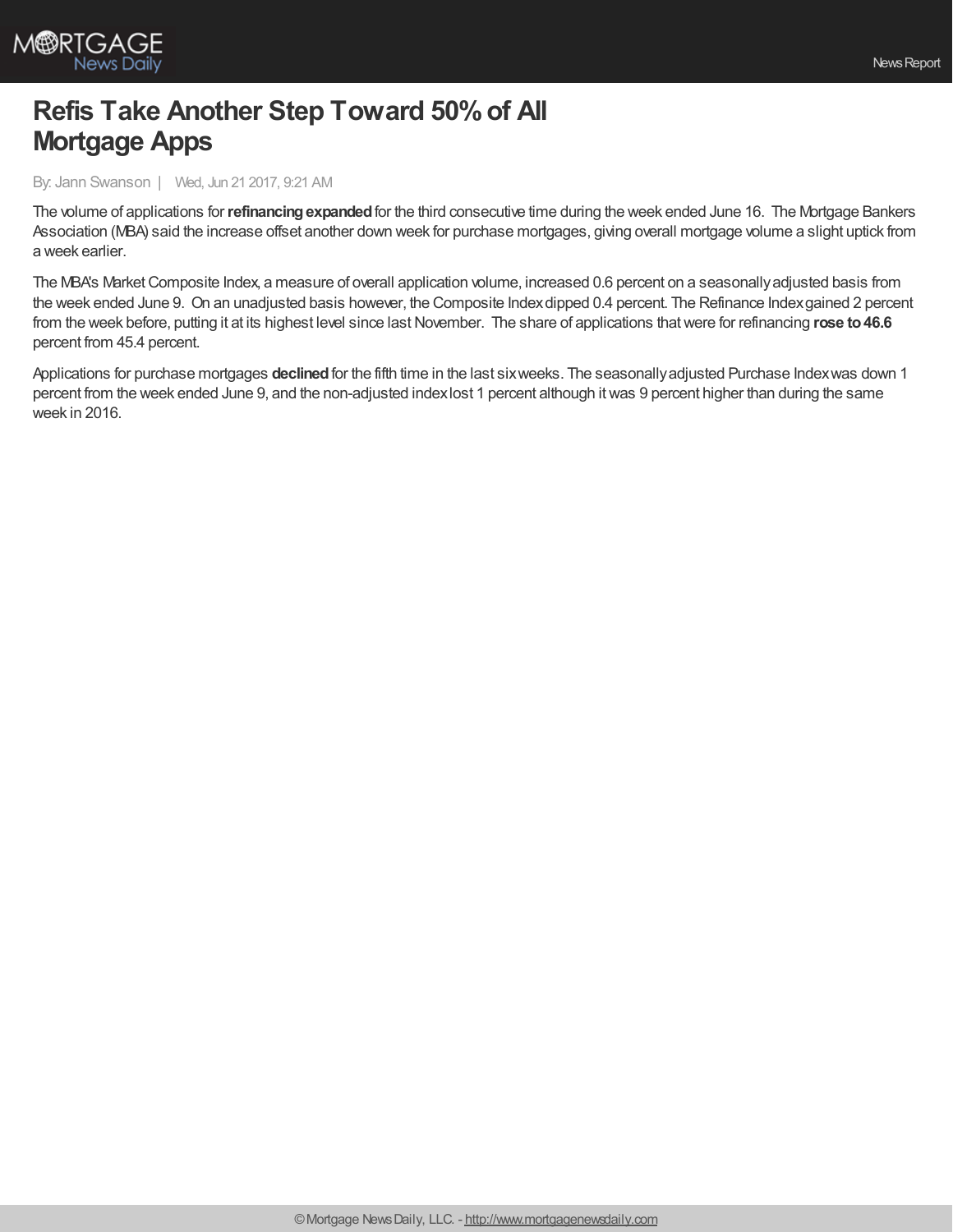# Refis Take Another Step Toward 50% of All Mortgage Apps

By: Jann Swanson | Wed, Jun 21 2017, 9:21 AM

The volume of applications for **refinancing expanded** for the third consecutive time during the week ended June 16. The Mortgage Bankers Association (MBA) said the increase offset another down week for purchase mortgages, giving overall mortgage volume a slight uptick from a week earlier.

The MBA's Market Composite Index, a measure of overall application volume, increased 0.6 percent on a seasonally adjusted basis from the week ended June 9. On an unadjusted basis however, the Composite Index dipped 0.4 percent. The Refinance Index gained 2 percent from the week before, putting it at its highest level since last November. The share of applications that were for refinancing **rose to 46.6** percent from 45.4 percent.

Applications for purchase mortgages **declined** for the fifth time in the last six weeks. The seasonally adjusted Purchase Index was down 1 percent from the week ended June 9, and the non-adjusted index lost 1 percent although it was 9 percent higher than during the same week in 2016.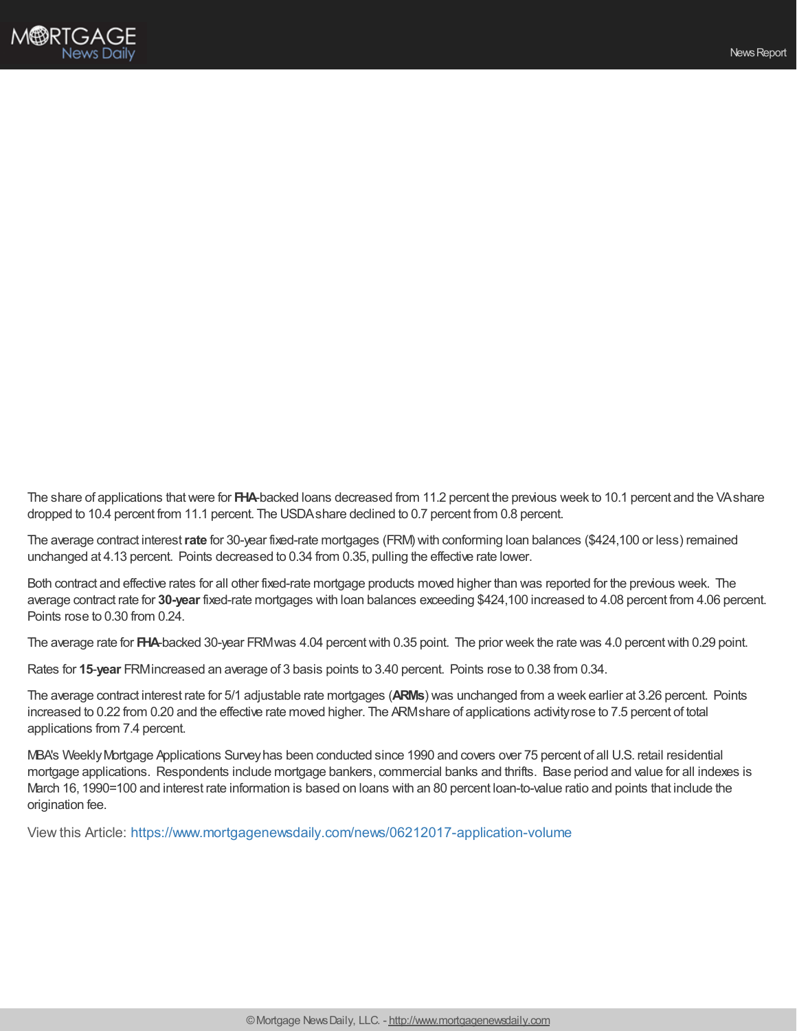The share of applications that were for **FHA**-backed loans decreased from 11.2 percent the previous week to 10.1 percent and the VA share dropped to 10.4 percent from 11.1 percent. The USDA share declined to 0.7 percent from 0.8 percent.

The average contract interest **rate** for 30-year fixed-rate mortgages (FRM) with conforming loan balances ($424,100 or less) remained unchanged at 4.13 percent. Points decreased to 0.34 from 0.35, pulling the effective rate lower.

Both contract and effective rates for all other fixed-rate mortgage products moved higher than was reported for the previous week. The average contract rate for **30-year** fixed-rate mortgages with loan balances exceeding $424,100 increased to 4.08 percent from 4.06 percent. Points rose to 0.30 from 0.24.

The average rate for **FHA**-backed 30-year FRM was 4.04 percent with 0.35 point. The prior week the rate was 4.0 percent with 0.29 point.

Rates for **15-year** FRM increased an average of 3 basis points to 3.40 percent. Points rose to 0.38 from 0.34.

The average contract interest rate for 5/1 adjustable rate mortgages (**ARMs**) was unchanged from a week earlier at 3.26 percent. Points increased to 0.22 from 0.20 and the effective rate moved higher. The ARM share of applications activity rose to 7.5 percent of total applications from 7.4 percent.

MBA's Weekly Mortgage Applications Survey has been conducted since 1990 and covers over 75 percent of all U.S. retail residential mortgage applications. Respondents include mortgage bankers, commercial banks and thrifts. Base period and value for all indexes is March 16, 1990=100 and interest rate information is based on loans with an 80 percent loan-to-value ratio and points that include the origination fee.

View this Article: https://www.mortgagenewsdaily.com/news/06212017-application-volume